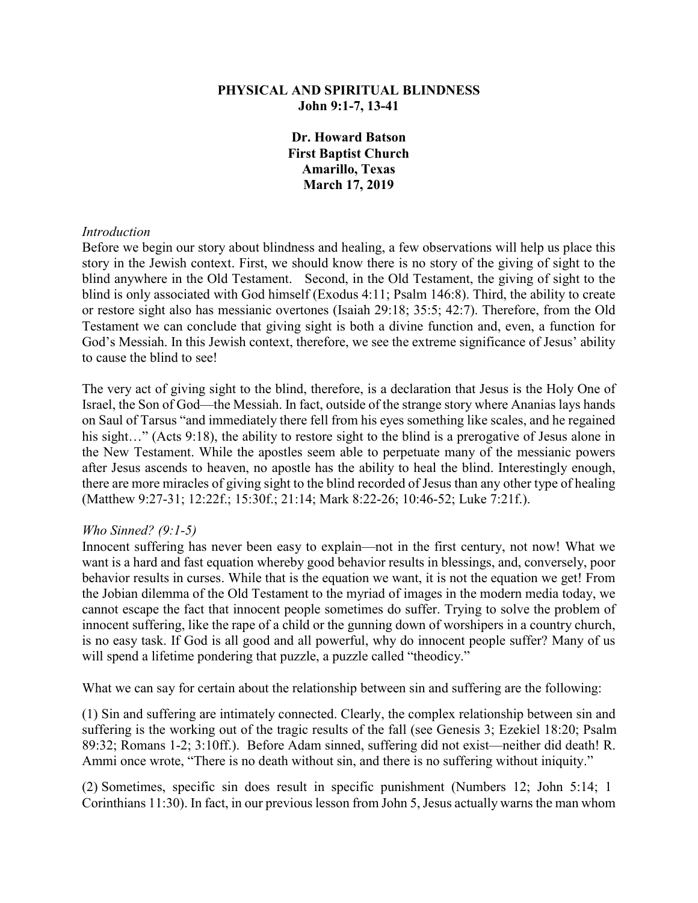**PHYSICAL AND SPIRITUAL BLINDNESS**
**John 9:1-7, 13-41**

**Dr. Howard Batson**
**First Baptist Church**
**Amarillo, Texas**
**March 17, 2019**

*Introduction*

Before we begin our story about blindness and healing, a few observations will help us place this story in the Jewish context. First, we should know there is no story of the giving of sight to the blind anywhere in the Old Testament. Second, in the Old Testament, the giving of sight to the blind is only associated with God himself (Exodus 4:11; Psalm 146:8). Third, the ability to create or restore sight also has messianic overtones (Isaiah 29:18; 35:5; 42:7). Therefore, from the Old Testament we can conclude that giving sight is both a divine function and, even, a function for God's Messiah. In this Jewish context, therefore, we see the extreme significance of Jesus' ability to cause the blind to see!

The very act of giving sight to the blind, therefore, is a declaration that Jesus is the Holy One of Israel, the Son of God—the Messiah. In fact, outside of the strange story where Ananias lays hands on Saul of Tarsus "and immediately there fell from his eyes something like scales, and he regained his sight…" (Acts 9:18), the ability to restore sight to the blind is a prerogative of Jesus alone in the New Testament. While the apostles seem able to perpetuate many of the messianic powers after Jesus ascends to heaven, no apostle has the ability to heal the blind. Interestingly enough, there are more miracles of giving sight to the blind recorded of Jesus than any other type of healing (Matthew 9:27-31; 12:22f.; 15:30f.; 21:14; Mark 8:22-26; 10:46-52; Luke 7:21f.).

*Who Sinned? (9:1-5)*

Innocent suffering has never been easy to explain—not in the first century, not now! What we want is a hard and fast equation whereby good behavior results in blessings, and, conversely, poor behavior results in curses. While that is the equation we want, it is not the equation we get! From the Jobian dilemma of the Old Testament to the myriad of images in the modern media today, we cannot escape the fact that innocent people sometimes do suffer. Trying to solve the problem of innocent suffering, like the rape of a child or the gunning down of worshipers in a country church, is no easy task. If God is all good and all powerful, why do innocent people suffer? Many of us will spend a lifetime pondering that puzzle, a puzzle called "theodicy."

What we can say for certain about the relationship between sin and suffering are the following:

(1) Sin and suffering are intimately connected. Clearly, the complex relationship between sin and suffering is the working out of the tragic results of the fall (see Genesis 3; Ezekiel 18:20; Psalm 89:32; Romans 1-2; 3:10ff.). Before Adam sinned, suffering did not exist—neither did death! R. Ammi once wrote, "There is no death without sin, and there is no suffering without iniquity."

(2) Sometimes, specific sin does result in specific punishment (Numbers 12; John 5:14; 1 Corinthians 11:30). In fact, in our previous lesson from John 5, Jesus actually warns the man whom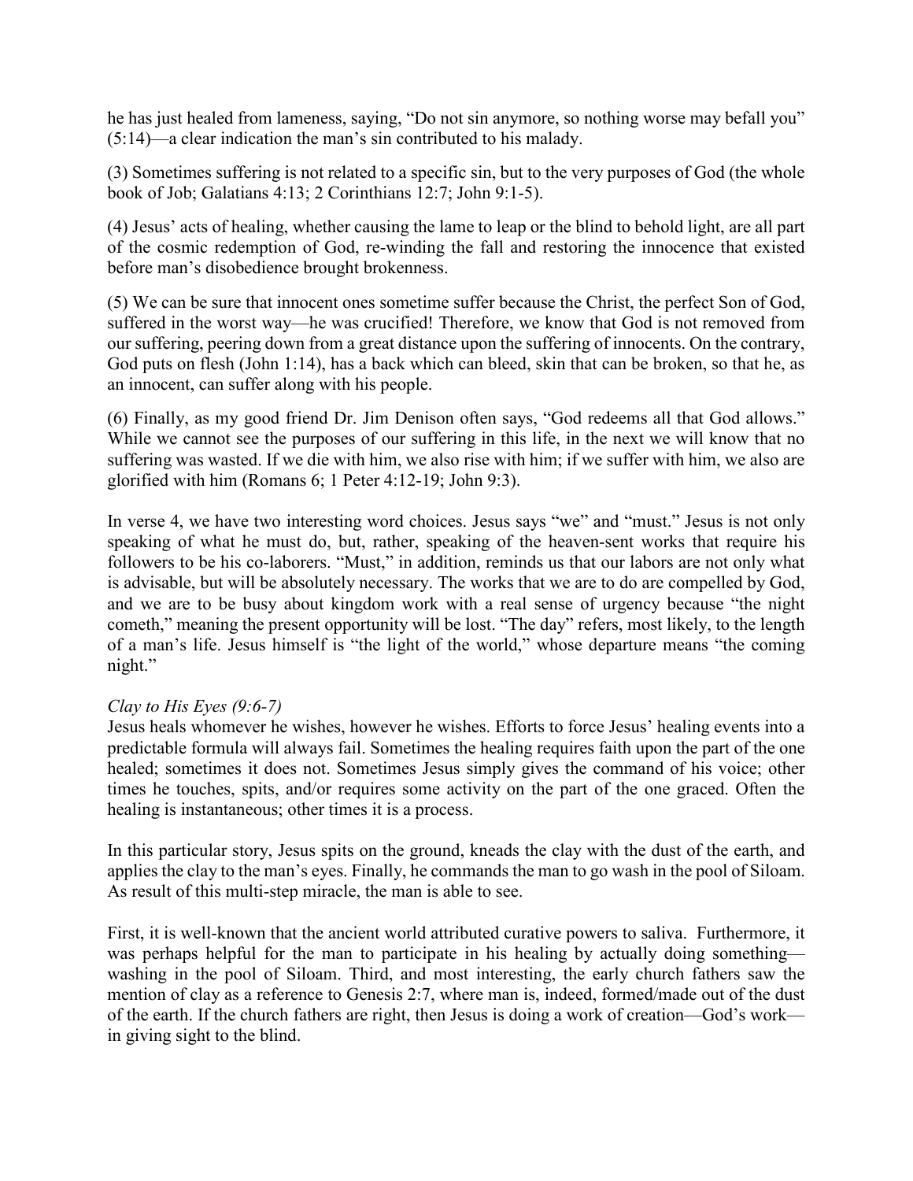he has just healed from lameness, saying, "Do not sin anymore, so nothing worse may befall you" (5:14)—a clear indication the man's sin contributed to his malady.

(3) Sometimes suffering is not related to a specific sin, but to the very purposes of God (the whole book of Job; Galatians 4:13; 2 Corinthians 12:7; John 9:1-5).

(4) Jesus' acts of healing, whether causing the lame to leap or the blind to behold light, are all part of the cosmic redemption of God, re-winding the fall and restoring the innocence that existed before man's disobedience brought brokenness.

(5) We can be sure that innocent ones sometime suffer because the Christ, the perfect Son of God, suffered in the worst way—he was crucified! Therefore, we know that God is not removed from our suffering, peering down from a great distance upon the suffering of innocents. On the contrary, God puts on flesh (John 1:14), has a back which can bleed, skin that can be broken, so that he, as an innocent, can suffer along with his people.

(6) Finally, as my good friend Dr. Jim Denison often says, "God redeems all that God allows." While we cannot see the purposes of our suffering in this life, in the next we will know that no suffering was wasted. If we die with him, we also rise with him; if we suffer with him, we also are glorified with him (Romans 6; 1 Peter 4:12-19; John 9:3).

In verse 4, we have two interesting word choices. Jesus says "we" and "must." Jesus is not only speaking of what he must do, but, rather, speaking of the heaven-sent works that require his followers to be his co-laborers. "Must," in addition, reminds us that our labors are not only what is advisable, but will be absolutely necessary. The works that we are to do are compelled by God, and we are to be busy about kingdom work with a real sense of urgency because "the night cometh," meaning the present opportunity will be lost. "The day" refers, most likely, to the length of a man's life. Jesus himself is "the light of the world," whose departure means "the coming night."

*Clay to His Eyes (9:6-7)*
Jesus heals whomever he wishes, however he wishes. Efforts to force Jesus' healing events into a predictable formula will always fail. Sometimes the healing requires faith upon the part of the one healed; sometimes it does not. Sometimes Jesus simply gives the command of his voice; other times he touches, spits, and/or requires some activity on the part of the one graced. Often the healing is instantaneous; other times it is a process.

In this particular story, Jesus spits on the ground, kneads the clay with the dust of the earth, and applies the clay to the man's eyes. Finally, he commands the man to go wash in the pool of Siloam. As result of this multi-step miracle, the man is able to see.

First, it is well-known that the ancient world attributed curative powers to saliva. Furthermore, it was perhaps helpful for the man to participate in his healing by actually doing something—washing in the pool of Siloam. Third, and most interesting, the early church fathers saw the mention of clay as a reference to Genesis 2:7, where man is, indeed, formed/made out of the dust of the earth. If the church fathers are right, then Jesus is doing a work of creation—God's work—in giving sight to the blind.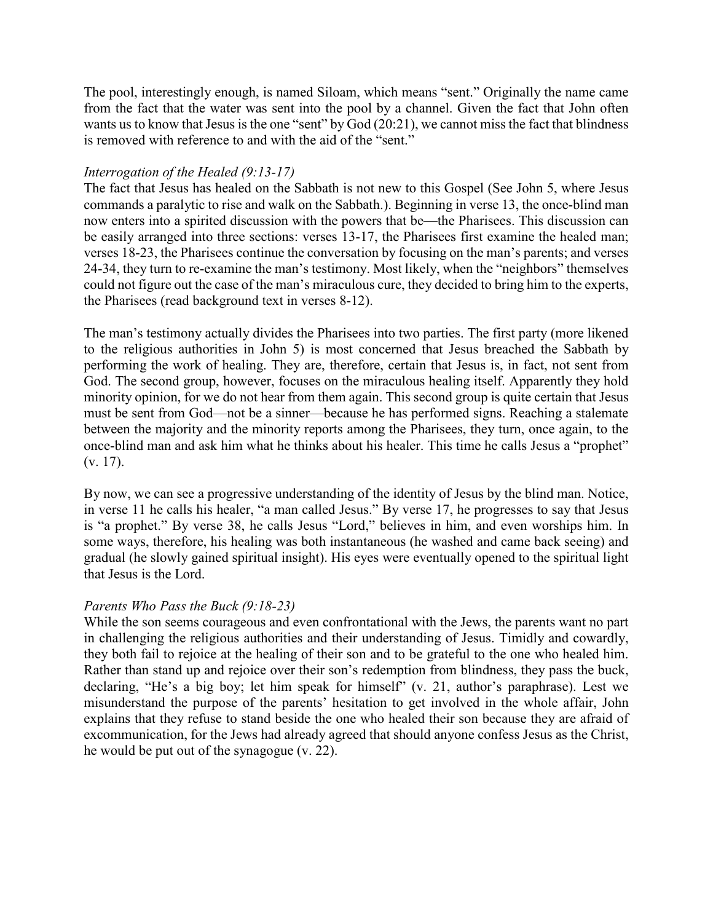The pool, interestingly enough, is named Siloam, which means "sent." Originally the name came from the fact that the water was sent into the pool by a channel. Given the fact that John often wants us to know that Jesus is the one "sent" by God (20:21), we cannot miss the fact that blindness is removed with reference to and with the aid of the "sent."

*Interrogation of the Healed (9:13-17)*

The fact that Jesus has healed on the Sabbath is not new to this Gospel (See John 5, where Jesus commands a paralytic to rise and walk on the Sabbath.). Beginning in verse 13, the once-blind man now enters into a spirited discussion with the powers that be—the Pharisees. This discussion can be easily arranged into three sections: verses 13-17, the Pharisees first examine the healed man; verses 18-23, the Pharisees continue the conversation by focusing on the man's parents; and verses 24-34, they turn to re-examine the man's testimony. Most likely, when the "neighbors" themselves could not figure out the case of the man's miraculous cure, they decided to bring him to the experts, the Pharisees (read background text in verses 8-12).

The man's testimony actually divides the Pharisees into two parties. The first party (more likened to the religious authorities in John 5) is most concerned that Jesus breached the Sabbath by performing the work of healing. They are, therefore, certain that Jesus is, in fact, not sent from God. The second group, however, focuses on the miraculous healing itself. Apparently they hold minority opinion, for we do not hear from them again. This second group is quite certain that Jesus must be sent from God—not be a sinner—because he has performed signs. Reaching a stalemate between the majority and the minority reports among the Pharisees, they turn, once again, to the once-blind man and ask him what he thinks about his healer. This time he calls Jesus a "prophet" (v. 17).

By now, we can see a progressive understanding of the identity of Jesus by the blind man. Notice, in verse 11 he calls his healer, "a man called Jesus." By verse 17, he progresses to say that Jesus is "a prophet." By verse 38, he calls Jesus "Lord," believes in him, and even worships him. In some ways, therefore, his healing was both instantaneous (he washed and came back seeing) and gradual (he slowly gained spiritual insight). His eyes were eventually opened to the spiritual light that Jesus is the Lord.

*Parents Who Pass the Buck (9:18-23)*

While the son seems courageous and even confrontational with the Jews, the parents want no part in challenging the religious authorities and their understanding of Jesus. Timidly and cowardly, they both fail to rejoice at the healing of their son and to be grateful to the one who healed him. Rather than stand up and rejoice over their son's redemption from blindness, they pass the buck, declaring, "He's a big boy; let him speak for himself" (v. 21, author's paraphrase). Lest we misunderstand the purpose of the parents' hesitation to get involved in the whole affair, John explains that they refuse to stand beside the one who healed their son because they are afraid of excommunication, for the Jews had already agreed that should anyone confess Jesus as the Christ, he would be put out of the synagogue (v. 22).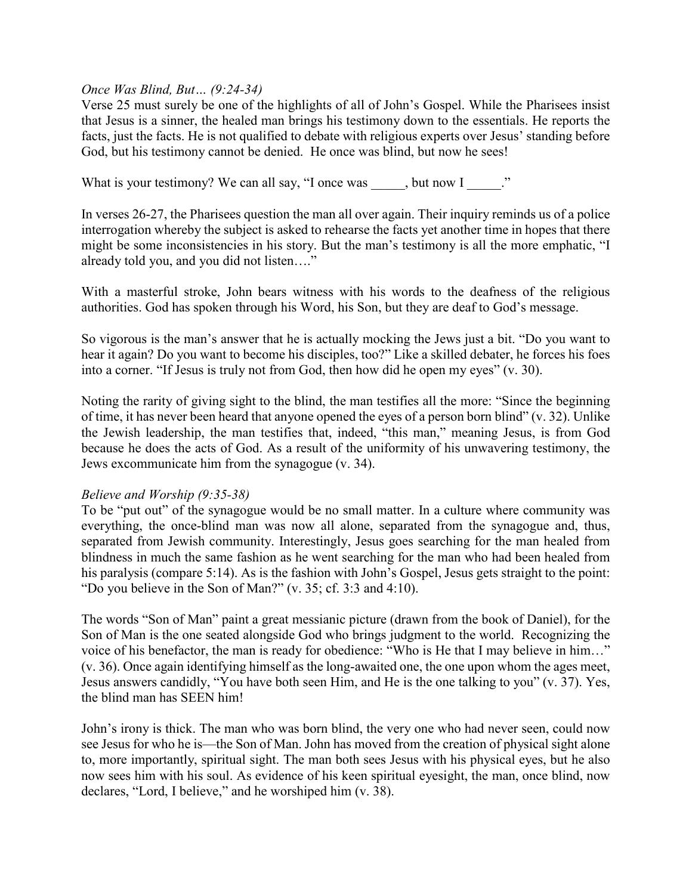*Once Was Blind, But… (9:24-34)*

Verse 25 must surely be one of the highlights of all of John's Gospel. While the Pharisees insist that Jesus is a sinner, the healed man brings his testimony down to the essentials. He reports the facts, just the facts. He is not qualified to debate with religious experts over Jesus' standing before God, but his testimony cannot be denied. He once was blind, but now he sees!

What is your testimony? We can all say, "I once was _____, but now I _____."

In verses 26-27, the Pharisees question the man all over again. Their inquiry reminds us of a police interrogation whereby the subject is asked to rehearse the facts yet another time in hopes that there might be some inconsistencies in his story. But the man's testimony is all the more emphatic, "I already told you, and you did not listen…."

With a masterful stroke, John bears witness with his words to the deafness of the religious authorities. God has spoken through his Word, his Son, but they are deaf to God's message.

So vigorous is the man's answer that he is actually mocking the Jews just a bit. "Do you want to hear it again? Do you want to become his disciples, too?" Like a skilled debater, he forces his foes into a corner. "If Jesus is truly not from God, then how did he open my eyes" (v. 30).

Noting the rarity of giving sight to the blind, the man testifies all the more: "Since the beginning of time, it has never been heard that anyone opened the eyes of a person born blind" (v. 32). Unlike the Jewish leadership, the man testifies that, indeed, "this man," meaning Jesus, is from God because he does the acts of God. As a result of the uniformity of his unwavering testimony, the Jews excommunicate him from the synagogue (v. 34).

*Believe and Worship (9:35-38)*

To be "put out" of the synagogue would be no small matter. In a culture where community was everything, the once-blind man was now all alone, separated from the synagogue and, thus, separated from Jewish community. Interestingly, Jesus goes searching for the man healed from blindness in much the same fashion as he went searching for the man who had been healed from his paralysis (compare 5:14). As is the fashion with John's Gospel, Jesus gets straight to the point: "Do you believe in the Son of Man?" (v. 35; cf. 3:3 and 4:10).

The words "Son of Man" paint a great messianic picture (drawn from the book of Daniel), for the Son of Man is the one seated alongside God who brings judgment to the world. Recognizing the voice of his benefactor, the man is ready for obedience: "Who is He that I may believe in him…" (v. 36). Once again identifying himself as the long-awaited one, the one upon whom the ages meet, Jesus answers candidly, "You have both seen Him, and He is the one talking to you" (v. 37). Yes, the blind man has SEEN him!

John's irony is thick. The man who was born blind, the very one who had never seen, could now see Jesus for who he is—the Son of Man. John has moved from the creation of physical sight alone to, more importantly, spiritual sight. The man both sees Jesus with his physical eyes, but he also now sees him with his soul. As evidence of his keen spiritual eyesight, the man, once blind, now declares, "Lord, I believe," and he worshiped him (v. 38).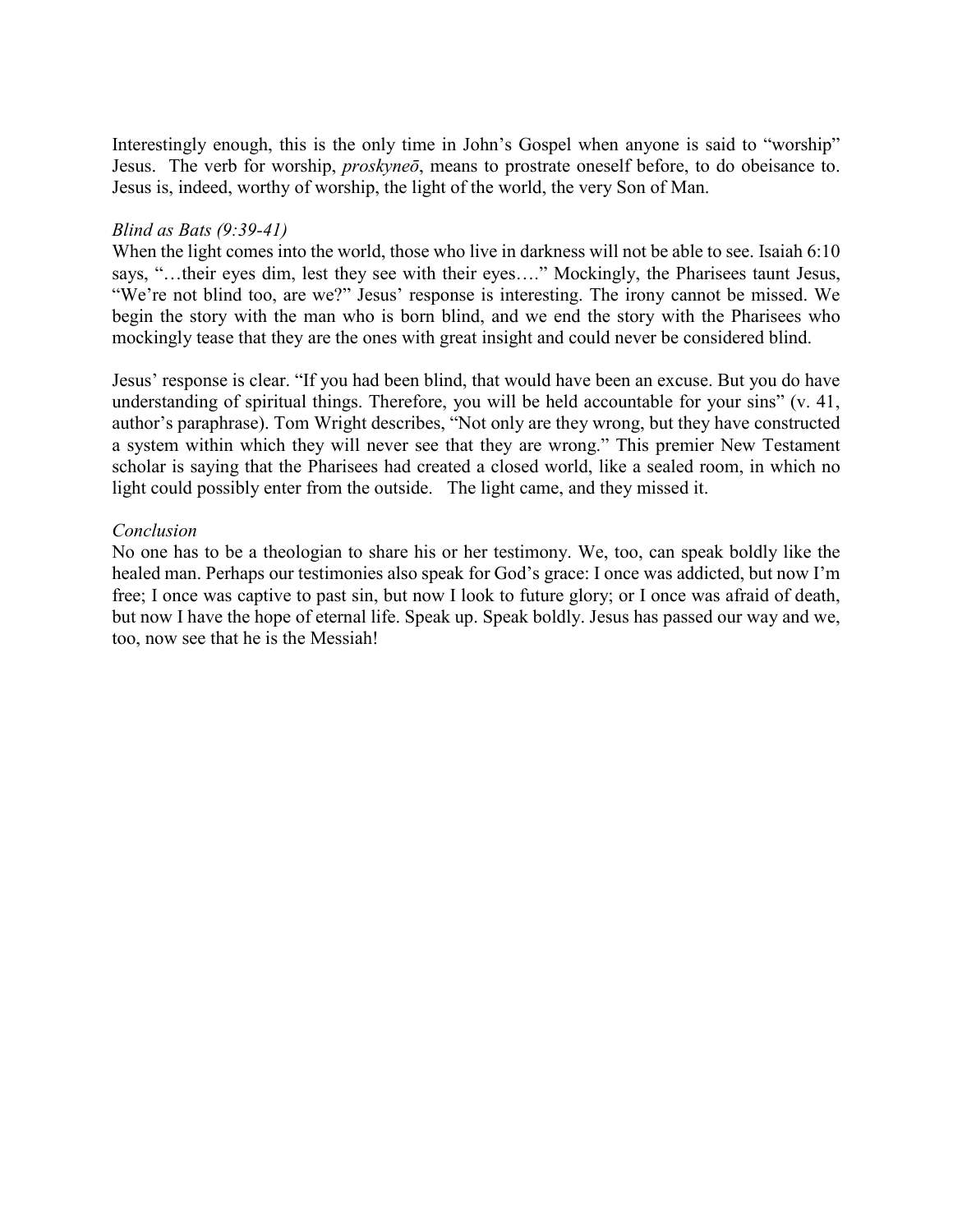Interestingly enough, this is the only time in John's Gospel when anyone is said to "worship" Jesus. The verb for worship, *proskyneō*, means to prostrate oneself before, to do obeisance to. Jesus is, indeed, worthy of worship, the light of the world, the very Son of Man.

*Blind as Bats (9:39-41)*

When the light comes into the world, those who live in darkness will not be able to see. Isaiah 6:10 says, "…their eyes dim, lest they see with their eyes…." Mockingly, the Pharisees taunt Jesus, "We're not blind too, are we?" Jesus' response is interesting. The irony cannot be missed. We begin the story with the man who is born blind, and we end the story with the Pharisees who mockingly tease that they are the ones with great insight and could never be considered blind.

Jesus' response is clear. "If you had been blind, that would have been an excuse. But you do have understanding of spiritual things. Therefore, you will be held accountable for your sins" (v. 41, author's paraphrase). Tom Wright describes, "Not only are they wrong, but they have constructed a system within which they will never see that they are wrong." This premier New Testament scholar is saying that the Pharisees had created a closed world, like a sealed room, in which no light could possibly enter from the outside. The light came, and they missed it.

*Conclusion*

No one has to be a theologian to share his or her testimony. We, too, can speak boldly like the healed man. Perhaps our testimonies also speak for God's grace: I once was addicted, but now I'm free; I once was captive to past sin, but now I look to future glory; or I once was afraid of death, but now I have the hope of eternal life. Speak up. Speak boldly. Jesus has passed our way and we, too, now see that he is the Messiah!